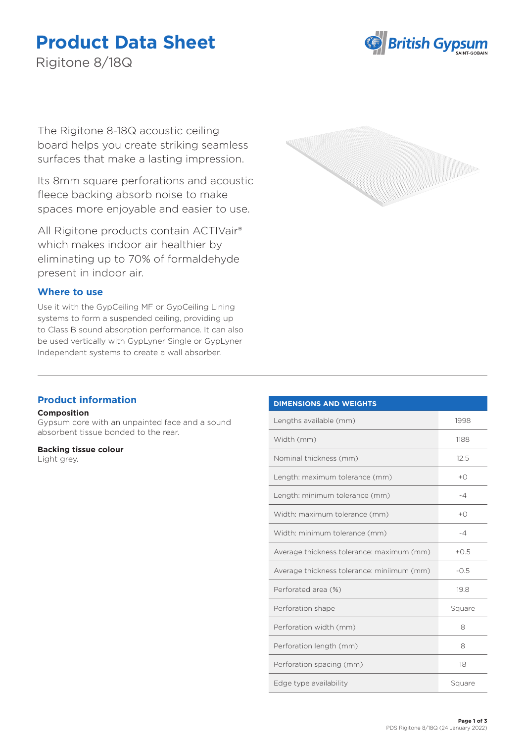# Product Data Sheet

Rigitone 8/18Q

The Rigitone 8-18Q acoustic ceiling board helps you create striking seamless surfaces that make a lasting impression.

Its 8mm square perforations and acoustic fleece backing absorb noise to make spaces more enjoyable and easier to use.

All Rigitone products contain ACTIVair® which makes indoor air healthier by eliminating up to 70% of formaldehyde present in indoor air.

## Where to use

Use it with the GypCeiling MF or GypCeiling Lining systems to form a suspended ceiling, providing up to Class B sound absorption performance. It can also be used vertically with GypLyner Single or GypLyner Independent systems to create a wall absorber.

## Product information

**Composition**
Gypsum core with an unpainted face and a sound absorbent tissue bonded to the rear.

**Backing tissue colour**
Light grey.

| DIMENSIONS AND WEIGHTS | |
|---|---|
| Lengths available (mm) | 1998 |
| Width (mm) | 1188 |
| Nominal thickness (mm) | 12.5 |
| Length: maximum tolerance (mm) | +0 |
| Length: minimum tolerance (mm) | -4 |
| Width: maximum tolerance (mm) | +0 |
| Width: minimum tolerance (mm) | -4 |
| Average thickness tolerance: maximum (mm) | +0.5 |
| Average thickness tolerance: miniimum (mm) | -0.5 |
| Perforated area (%) | 19.8 |
| Perforation shape | Square |
| Perforation width (mm) | 8 |
| Perforation length (mm) | 8 |
| Perforation spacing (mm) | 18 |
| Edge type availability | Square |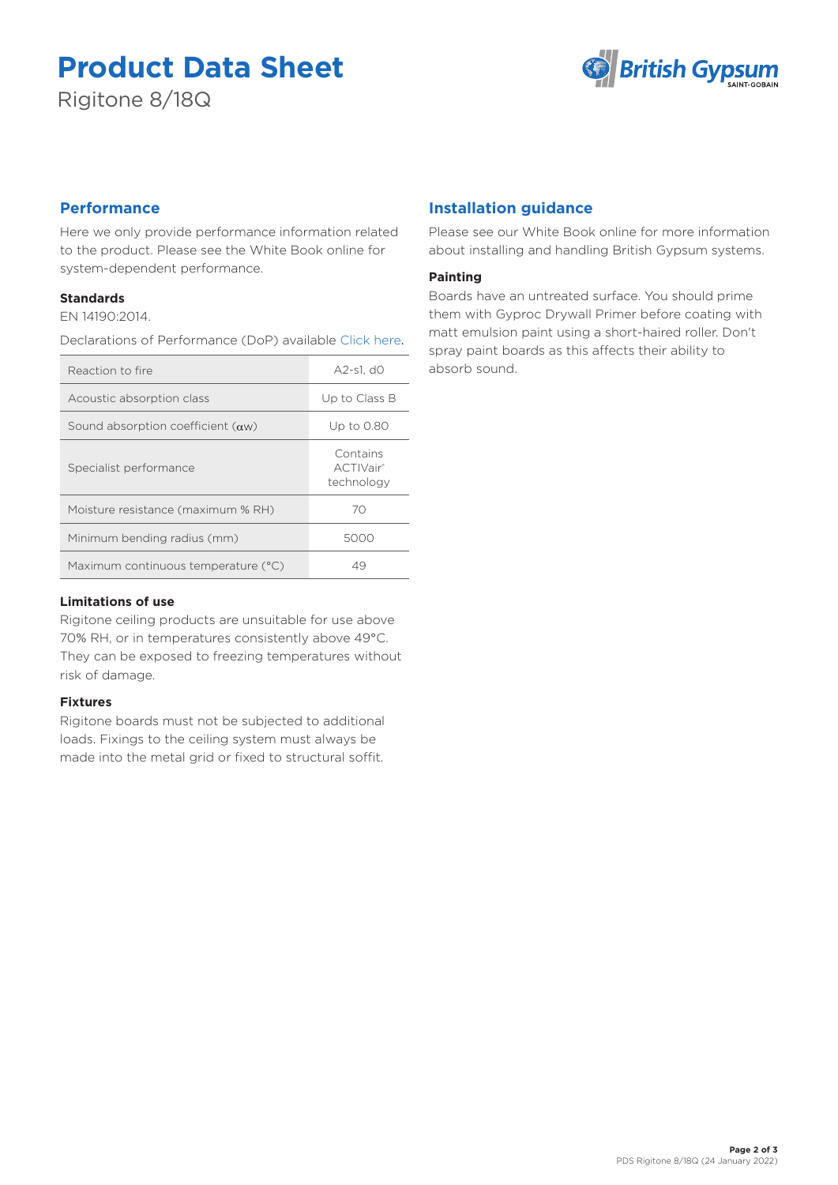# Product Data Sheet

Rigitone 8/18Q

## Performance

Here we only provide performance information related to the product. Please see the White Book online for system-dependent performance.

### Standards

EN 14190:2014.

Declarations of Performance (DoP) available Click here.

| Property | Value |
|---|---|
| Reaction to fire | A2-s1, d0 |
| Acoustic absorption class | Up to Class B |
| Sound absorption coefficient ($\alpha_W$) | Up to 0.80 |
| Specialist performance | Contains ACTIVair® technology |
| Moisture resistance (maximum % RH) | 70 |
| Minimum bending radius (mm) | 5000 |
| Maximum continuous temperature (°C) | 49 |

### Limitations of use

Rigitone ceiling products are unsuitable for use above 70% RH, or in temperatures consistently above 49°C. They can be exposed to freezing temperatures without risk of damage.

### Fixtures

Rigitone boards must not be subjected to additional loads. Fixings to the ceiling system must always be made into the metal grid or fixed to structural soffit.

## Installation guidance

Please see our White Book online for more information about installing and handling British Gypsum systems.

### Painting

Boards have an untreated surface. You should prime them with Gyproc Drywall Primer before coating with matt emulsion paint using a short-haired roller. Don't spray paint boards as this affects their ability to absorb sound.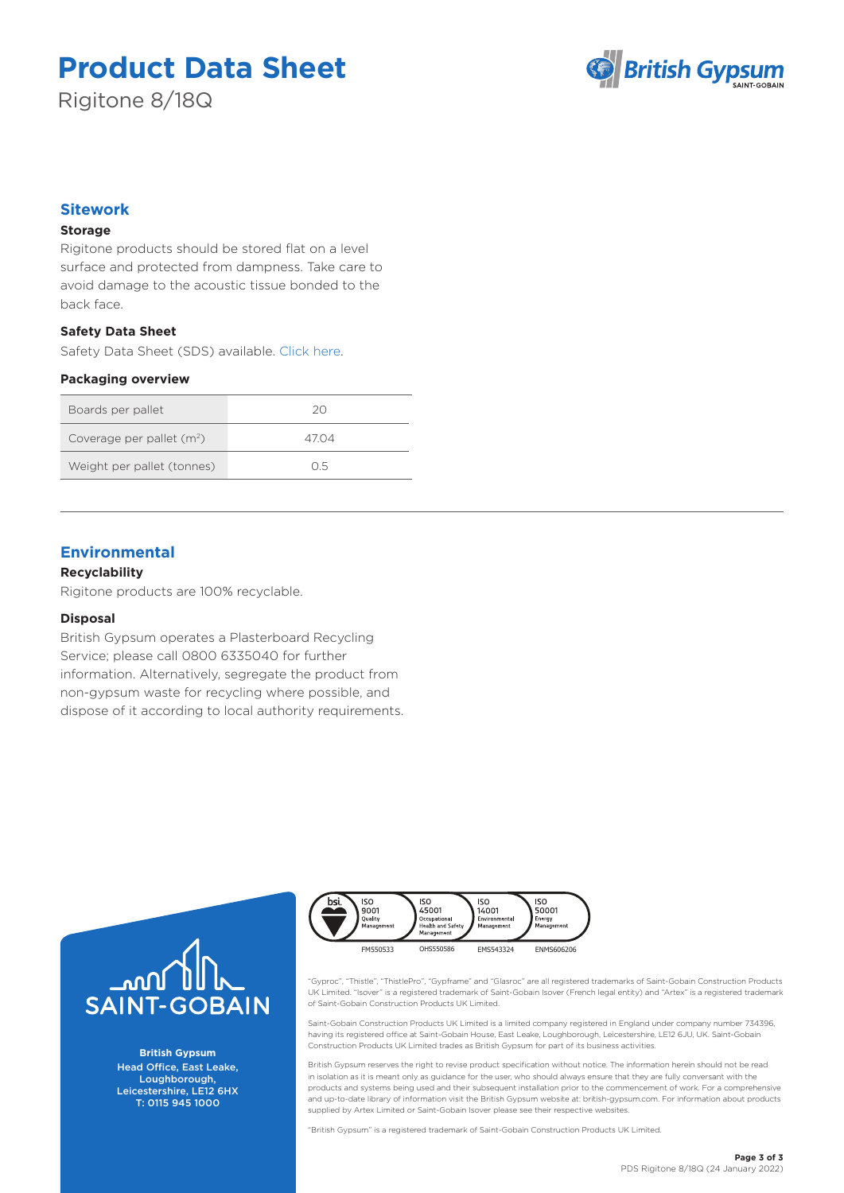# Product Data Sheet

Rigitone 8/18Q

## Sitework

### Storage

Rigitone products should be stored flat on a level surface and protected from dampness. Take care to avoid damage to the acoustic tissue bonded to the back face.

### Safety Data Sheet

Safety Data Sheet (SDS) available. Click here.

### Packaging overview

| | |
|---|---|
| Boards per pallet | 20 |
| Coverage per pallet ($m^2$) | 47.04 |
| Weight per pallet (tonnes) | 0.5 |

## Environmental

### Recyclability

Rigitone products are 100% recyclable.

### Disposal

British Gypsum operates a Plasterboard Recycling Service; please call 0800 6335040 for further information. Alternatively, segregate the product from non-gypsum waste for recycling where possible, and dispose of it according to local authority requirements.

SAINT-GOBAIN

**British Gypsum**
Head Office, East Leake,
Loughborough,
Leicestershire, LE12 6HX
T: 0115 945 1000

bsi. ISO 9001 Quality Management FM550533 | ISO 45001 Occupational Health and Safety Management OHS550586 | ISO 14001 Environmental Management EMS543324 | ISO 50001 Energy Management ENMS606206

"Gyproc", "Thistle", "ThistlePro", "Gypframe" and "Glasroc" are all registered trademarks of Saint-Gobain Construction Products UK Limited. "Isover" is a registered trademark of Saint-Gobain Isover (French legal entity) and "Artex" is a registered trademark of Saint-Gobain Construction Products UK Limited.

Saint-Gobain Construction Products UK Limited is a limited company registered in England under company number 734396, having its registered office at Saint-Gobain House, East Leake, Loughborough, Leicestershire, LE12 6JU, UK. Saint-Gobain Construction Products UK Limited trades as British Gypsum for part of its business activities.

British Gypsum reserves the right to revise product specification without notice. The information herein should not be read in isolation as it is meant only as guidance for the user, who should always ensure that they are fully conversant with the products and systems being used and their subsequent installation prior to the commencement of work. For a comprehensive and up-to-date library of information visit the British Gypsum website at: british-gypsum.com. For information about products supplied by Artex Limited or Saint-Gobain Isover please see their respective websites.

"British Gypsum" is a registered trademark of Saint-Gobain Construction Products UK Limited.

PDS Rigitone 8/18Q (24 January 2022)